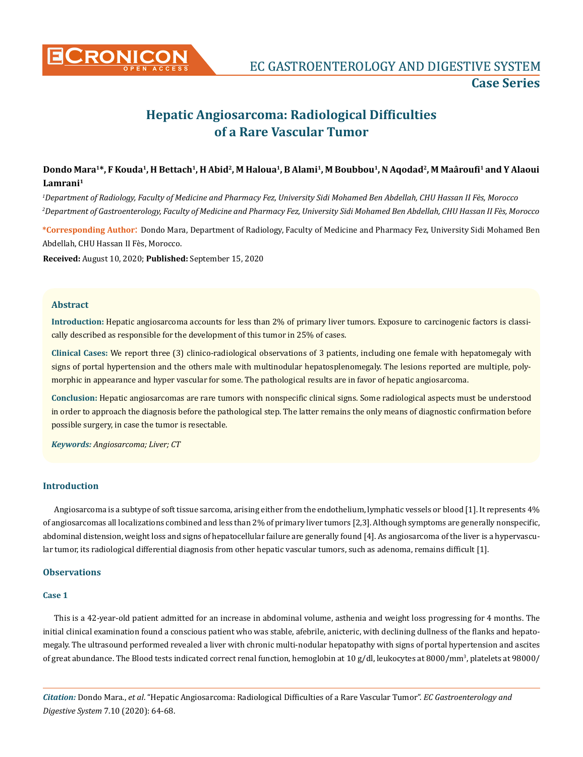# Hepatic Angiosarcoma: Radiological Difficulties of a Rare Vascular Tumor

**Dondo Mara[1]*, F Kouda[1], H Bettach[1], H Abid[2], M Haloua[1], B Alami[1], M Boubbou[1], N Aqodad[2], M Maâroufi[1] and Y Alaoui Lamrani[1]**

[1]*Department of Radiology, Faculty of Medicine and Pharmacy Fez, University Sidi Mohamed Ben Abdellah, CHU Hassan II Fès, Morocco*

[2]*Department of Gastroenterology, Faculty of Medicine and Pharmacy Fez, University Sidi Mohamed Ben Abdellah, CHU Hassan II Fès, Morocco*

**\*Corresponding Author:** Dondo Mara, Department of Radiology, Faculty of Medicine and Pharmacy Fez, University Sidi Mohamed Ben Abdellah, CHU Hassan II Fès, Morocco.

**Received:** August 10, 2020; **Published:** September 15, 2020

### Abstract

**Introduction:** Hepatic angiosarcoma accounts for less than 2% of primary liver tumors. Exposure to carcinogenic factors is classically described as responsible for the development of this tumor in 25% of cases.

**Clinical Cases:** We report three (3) clinico-radiological observations of 3 patients, including one female with hepatomegaly with signs of portal hypertension and the others male with multinodular hepatosplenomegaly. The lesions reported are multiple, polymorphic in appearance and hyper vascular for some. The pathological results are in favor of hepatic angiosarcoma.

**Conclusion:** Hepatic angiosarcomas are rare tumors with nonspecific clinical signs. Some radiological aspects must be understood in order to approach the diagnosis before the pathological step. The latter remains the only means of diagnostic confirmation before possible surgery, in case the tumor is resectable.

***Keywords:*** *Angiosarcoma; Liver; CT*

## Introduction

Angiosarcoma is a subtype of soft tissue sarcoma, arising either from the endothelium, lymphatic vessels or blood [1]. It represents 4% of angiosarcomas all localizations combined and less than 2% of primary liver tumors [2,3]. Although symptoms are generally nonspecific, abdominal distension, weight loss and signs of hepatocellular failure are generally found [4]. As angiosarcoma of the liver is a hypervascular tumor, its radiological differential diagnosis from other hepatic vascular tumors, such as adenoma, remains difficult [1].

## Observations

### Case 1

This is a 42-year-old patient admitted for an increase in abdominal volume, asthenia and weight loss progressing for 4 months. The initial clinical examination found a conscious patient who was stable, afebrile, anicteric, with declining dullness of the flanks and hepatomegaly. The ultrasound performed revealed a liver with chronic multi-nodular hepatopathy with signs of portal hypertension and ascites of great abundance. The Blood tests indicated correct renal function, hemoglobin at 10 g/dl, leukocytes at 8000/mm$^3$, platelets at 98000/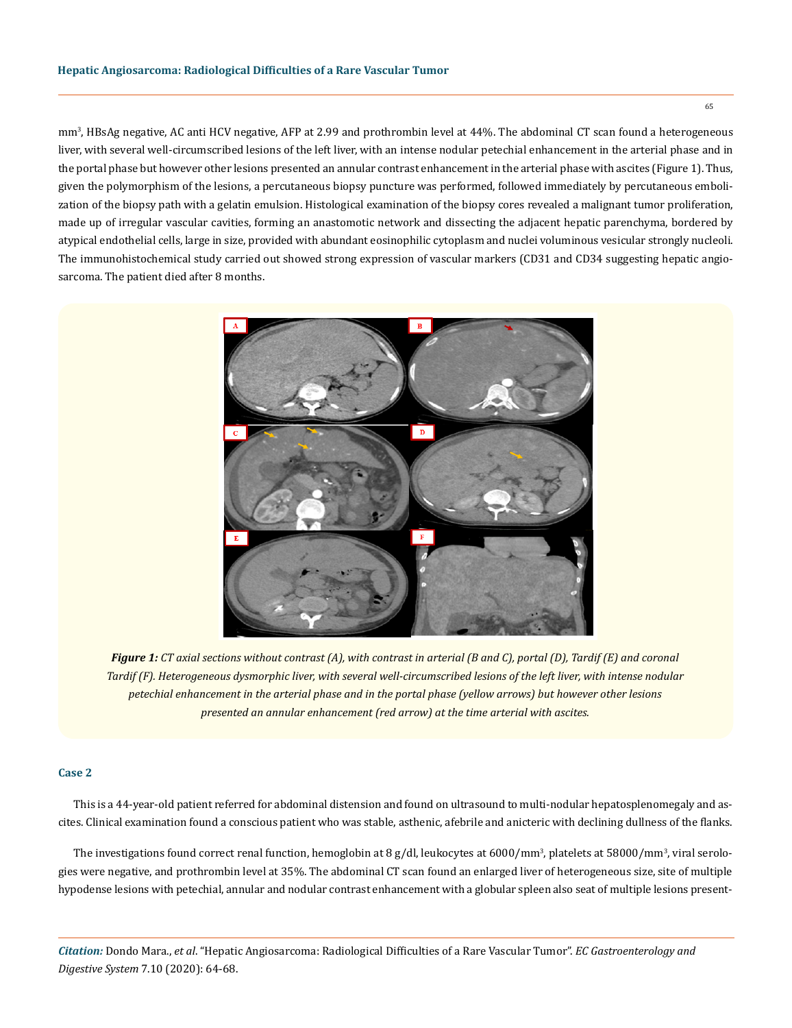mm³, HBsAg negative, AC anti HCV negative, AFP at 2.99 and prothrombin level at 44%. The abdominal CT scan found a heterogeneous liver, with several well-circumscribed lesions of the left liver, with an intense nodular petechial enhancement in the arterial phase and in the portal phase but however other lesions presented an annular contrast enhancement in the arterial phase with ascites (Figure 1). Thus, given the polymorphism of the lesions, a percutaneous biopsy puncture was performed, followed immediately by percutaneous embolization of the biopsy path with a gelatin emulsion. Histological examination of the biopsy cores revealed a malignant tumor proliferation, made up of irregular vascular cavities, forming an anastomotic network and dissecting the adjacent hepatic parenchyma, bordered by atypical endothelial cells, large in size, provided with abundant eosinophilic cytoplasm and nuclei voluminous vesicular strongly nucleoli. The immunohistochemical study carried out showed strong expression of vascular markers (CD31 and CD34 suggesting hepatic angiosarcoma. The patient died after 8 months.

***Figure 1:*** *CT axial sections without contrast (A), with contrast in arterial (B and C), portal (D), Tardif (E) and coronal Tardif (F). Heterogeneous dysmorphic liver, with several well-circumscribed lesions of the left liver, with intense nodular petechial enhancement in the arterial phase and in the portal phase (yellow arrows) but however other lesions presented an annular enhancement (red arrow) at the time arterial with ascites.*

### Case 2

This is a 44-year-old patient referred for abdominal distension and found on ultrasound to multi-nodular hepatosplenomegaly and ascites. Clinical examination found a conscious patient who was stable, asthenic, afebrile and anicteric with declining dullness of the flanks.

The investigations found correct renal function, hemoglobin at 8 g/dl, leukocytes at 6000/mm³, platelets at 58000/mm³, viral serologies were negative, and prothrombin level at 35%. The abdominal CT scan found an enlarged liver of heterogeneous size, site of multiple hypodense lesions with petechial, annular and nodular contrast enhancement with a globular spleen also seat of multiple lesions present-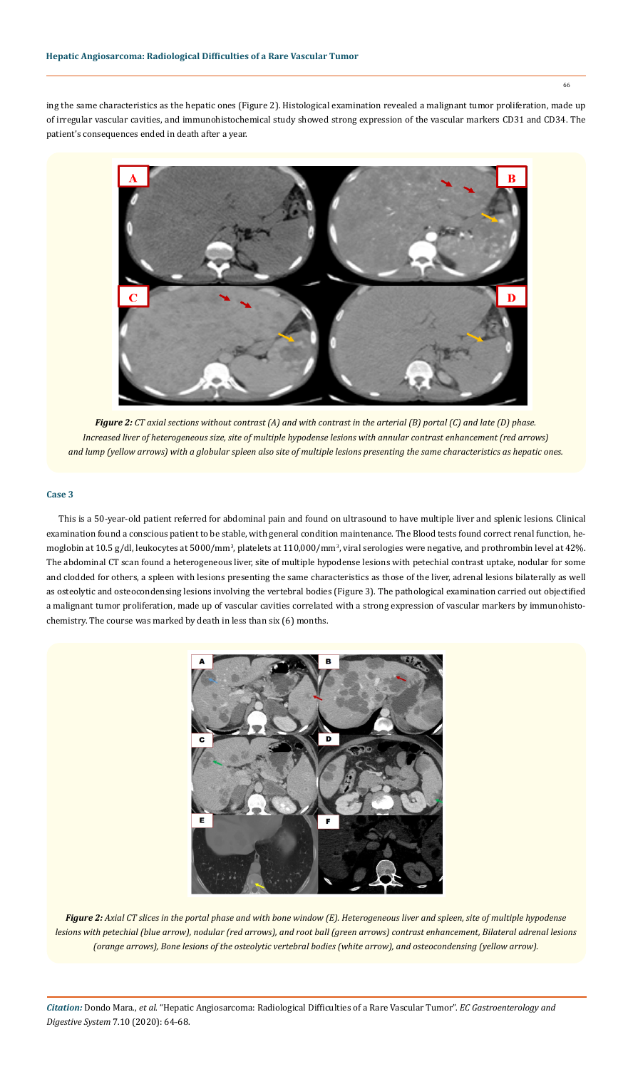ing the same characteristics as the hepatic ones (Figure 2). Histological examination revealed a malignant tumor proliferation, made up of irregular vascular cavities, and immunohistochemical study showed strong expression of the vascular markers CD31 and CD34. The patient's consequences ended in death after a year.

***Figure 2:** CT axial sections without contrast (A) and with contrast in the arterial (B) portal (C) and late (D) phase. Increased liver of heterogeneous size, site of multiple hypodense lesions with annular contrast enhancement (red arrows) and lump (yellow arrows) with a globular spleen also site of multiple lesions presenting the same characteristics as hepatic ones.*

### Case 3

This is a 50-year-old patient referred for abdominal pain and found on ultrasound to have multiple liver and splenic lesions. Clinical examination found a conscious patient to be stable, with general condition maintenance. The Blood tests found correct renal function, hemoglobin at 10.5 g/dl, leukocytes at 5000/mm$^3$, platelets at 110,000/mm$^3$, viral serologies were negative, and prothrombin level at 42%. The abdominal CT scan found a heterogeneous liver, site of multiple hypodense lesions with petechial contrast uptake, nodular for some and clodded for others, a spleen with lesions presenting the same characteristics as those of the liver, adrenal lesions bilaterally as well as osteolytic and osteocondensing lesions involving the vertebral bodies (Figure 3). The pathological examination carried out objectified a malignant tumor proliferation, made up of vascular cavities correlated with a strong expression of vascular markers by immunohistochemistry. The course was marked by death in less than six (6) months.

***Figure 2:** Axial CT slices in the portal phase and with bone window (E). Heterogeneous liver and spleen, site of multiple hypodense lesions with petechial (blue arrow), nodular (red arrows), and root ball (green arrows) contrast enhancement, Bilateral adrenal lesions (orange arrows), Bone lesions of the osteolytic vertebral bodies (white arrow), and osteocondensing (yellow arrow).*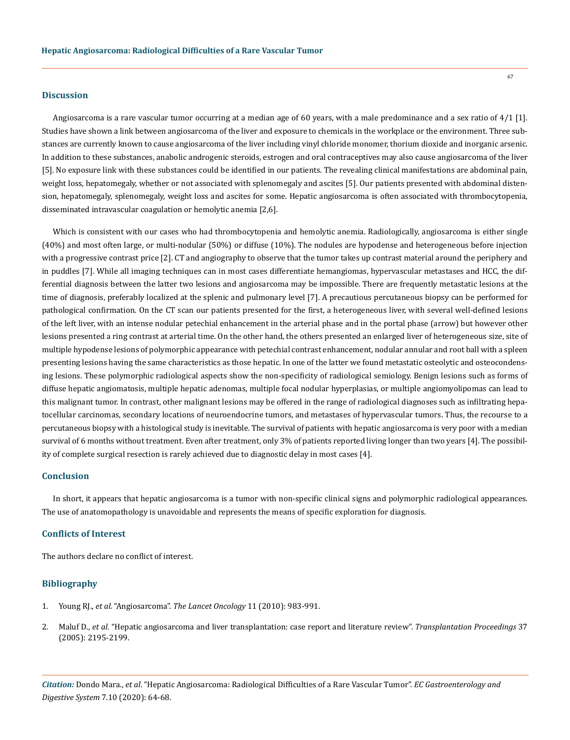## Discussion

Angiosarcoma is a rare vascular tumor occurring at a median age of 60 years, with a male predominance and a sex ratio of 4/1 [1]. Studies have shown a link between angiosarcoma of the liver and exposure to chemicals in the workplace or the environment. Three substances are currently known to cause angiosarcoma of the liver including vinyl chloride monomer, thorium dioxide and inorganic arsenic. In addition to these substances, anabolic androgenic steroids, estrogen and oral contraceptives may also cause angiosarcoma of the liver [5]. No exposure link with these substances could be identified in our patients. The revealing clinical manifestations are abdominal pain, weight loss, hepatomegaly, whether or not associated with splenomegaly and ascites [5]. Our patients presented with abdominal distension, hepatomegaly, splenomegaly, weight loss and ascites for some. Hepatic angiosarcoma is often associated with thrombocytopenia, disseminated intravascular coagulation or hemolytic anemia [2,6].

Which is consistent with our cases who had thrombocytopenia and hemolytic anemia. Radiologically, angiosarcoma is either single (40%) and most often large, or multi-nodular (50%) or diffuse (10%). The nodules are hypodense and heterogeneous before injection with a progressive contrast price [2]. CT and angiography to observe that the tumor takes up contrast material around the periphery and in puddles [7]. While all imaging techniques can in most cases differentiate hemangiomas, hypervascular metastases and HCC, the differential diagnosis between the latter two lesions and angiosarcoma may be impossible. There are frequently metastatic lesions at the time of diagnosis, preferably localized at the splenic and pulmonary level [7]. A precautious percutaneous biopsy can be performed for pathological confirmation. On the CT scan our patients presented for the first, a heterogeneous liver, with several well-defined lesions of the left liver, with an intense nodular petechial enhancement in the arterial phase and in the portal phase (arrow) but however other lesions presented a ring contrast at arterial time. On the other hand, the others presented an enlarged liver of heterogeneous size, site of multiple hypodense lesions of polymorphic appearance with petechial contrast enhancement, nodular annular and root ball with a spleen presenting lesions having the same characteristics as those hepatic. In one of the latter we found metastatic osteolytic and osteocondensing lesions. These polymorphic radiological aspects show the non-specificity of radiological semiology. Benign lesions such as forms of diffuse hepatic angiomatosis, multiple hepatic adenomas, multiple focal nodular hyperplasias, or multiple angiomyolipomas can lead to this malignant tumor. In contrast, other malignant lesions may be offered in the range of radiological diagnoses such as infiltrating hepatocellular carcinomas, secondary locations of neuroendocrine tumors, and metastases of hypervascular tumors. Thus, the recourse to a percutaneous biopsy with a histological study is inevitable. The survival of patients with hepatic angiosarcoma is very poor with a median survival of 6 months without treatment. Even after treatment, only 3% of patients reported living longer than two years [4]. The possibility of complete surgical resection is rarely achieved due to diagnostic delay in most cases [4].

## Conclusion

In short, it appears that hepatic angiosarcoma is a tumor with non-specific clinical signs and polymorphic radiological appearances. The use of anatomopathology is unavoidable and represents the means of specific exploration for diagnosis.

## Conflicts of Interest

The authors declare no conflict of interest.

## Bibliography

1. Young RJ., *et al.* "Angiosarcoma". *The Lancet Oncology* 11 (2010): 983-991.
2. Maluf D., *et al.* "Hepatic angiosarcoma and liver transplantation: case report and literature review". *Transplantation Proceedings* 37 (2005): 2195-2199.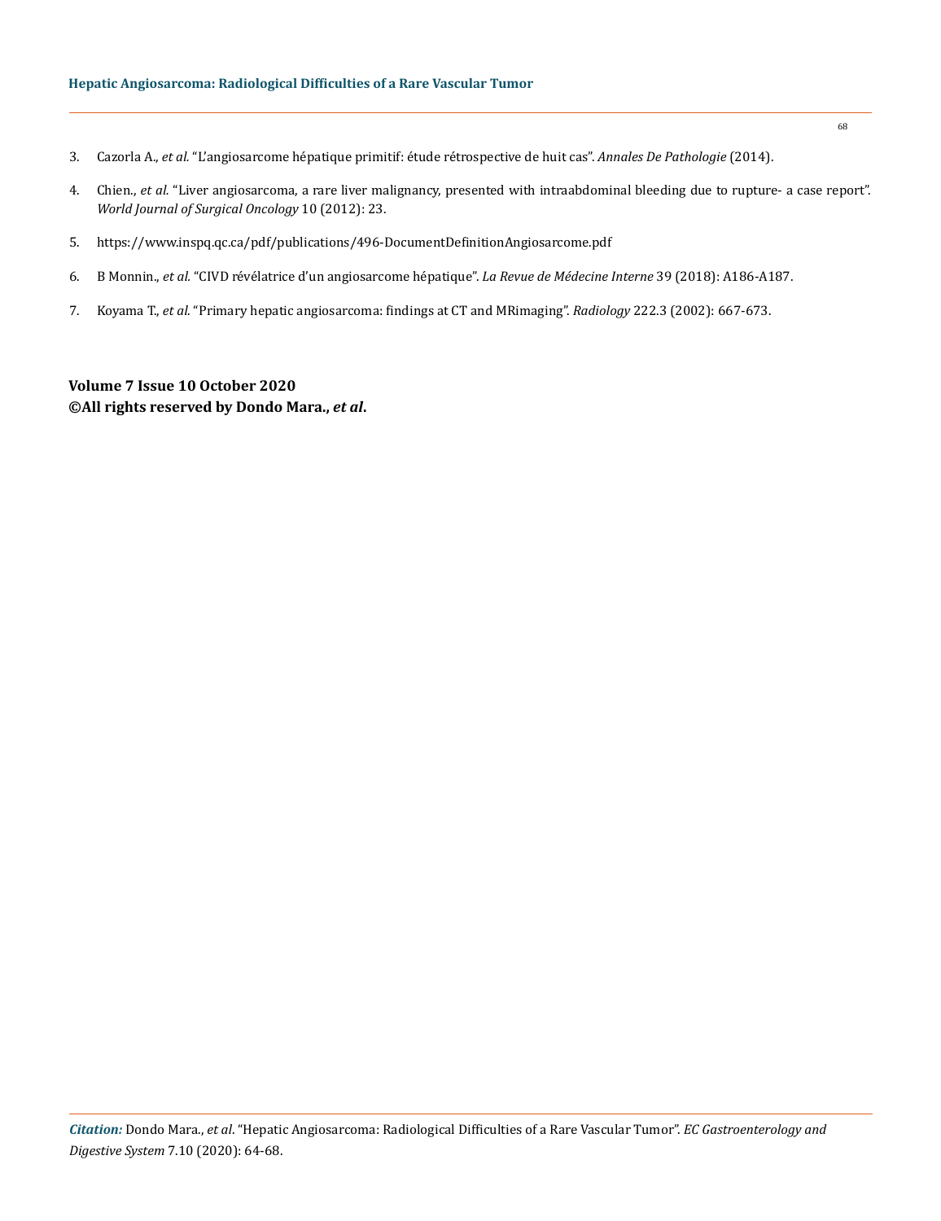3. Cazorla A., *et al.* "L'angiosarcome hépatique primitif: étude rétrospective de huit cas". *Annales De Pathologie* (2014).

4. Chien., *et al.* "Liver angiosarcoma, a rare liver malignancy, presented with intraabdominal bleeding due to rupture- a case report". *World Journal of Surgical Oncology* 10 (2012): 23.

5. https://www.inspq.qc.ca/pdf/publications/496-DocumentDefinitionAngiosarcome.pdf

6. B Monnin., *et al.* "CIVD révélatrice d'un angiosarcome hépatique". *La Revue de Médecine Interne* 39 (2018): A186-A187.

7. Koyama T., *et al.* "Primary hepatic angiosarcoma: findings at CT and MRimaging". *Radiology* 222.3 (2002): 667-673.

**Volume 7 Issue 10 October 2020**
**©All rights reserved by Dondo Mara., *et al*.**